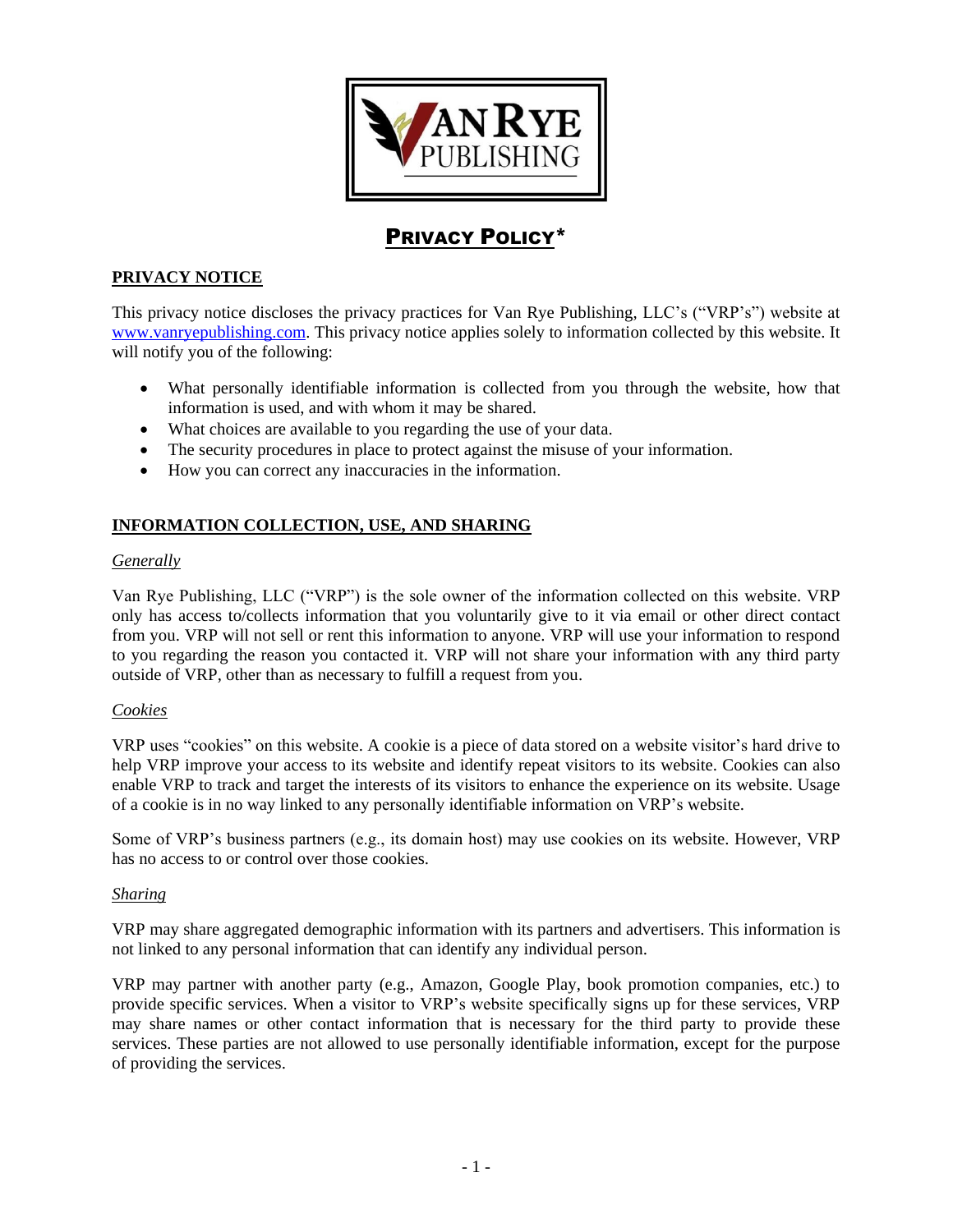# PRIVACY POLICY*

## PRIVACY NOTICE

This privacy notice discloses the privacy practices for Van Rye Publishing, LLC's ("VRP's") website at www.vanryepublishing.com. This privacy notice applies solely to information collected by this website. It will notify you of the following:

- What personally identifiable information is collected from you through the website, how that information is used, and with whom it may be shared.
- What choices are available to you regarding the use of your data.
- The security procedures in place to protect against the misuse of your information.
- How you can correct any inaccuracies in the information.

## INFORMATION COLLECTION, USE, AND SHARING

### *Generally*

Van Rye Publishing, LLC ("VRP") is the sole owner of the information collected on this website. VRP only has access to/collects information that you voluntarily give to it via email or other direct contact from you. VRP will not sell or rent this information to anyone. VRP will use your information to respond to you regarding the reason you contacted it. VRP will not share your information with any third party outside of VRP, other than as necessary to fulfill a request from you.

### *Cookies*

VRP uses "cookies" on this website. A cookie is a piece of data stored on a website visitor's hard drive to help VRP improve your access to its website and identify repeat visitors to its website. Cookies can also enable VRP to track and target the interests of its visitors to enhance the experience on its website. Usage of a cookie is in no way linked to any personally identifiable information on VRP's website.

Some of VRP's business partners (e.g., its domain host) may use cookies on its website. However, VRP has no access to or control over those cookies.

### *Sharing*

VRP may share aggregated demographic information with its partners and advertisers. This information is not linked to any personal information that can identify any individual person.

VRP may partner with another party (e.g., Amazon, Google Play, book promotion companies, etc.) to provide specific services. When a visitor to VRP's website specifically signs up for these services, VRP may share names or other contact information that is necessary for the third party to provide these services. These parties are not allowed to use personally identifiable information, except for the purpose of providing the services.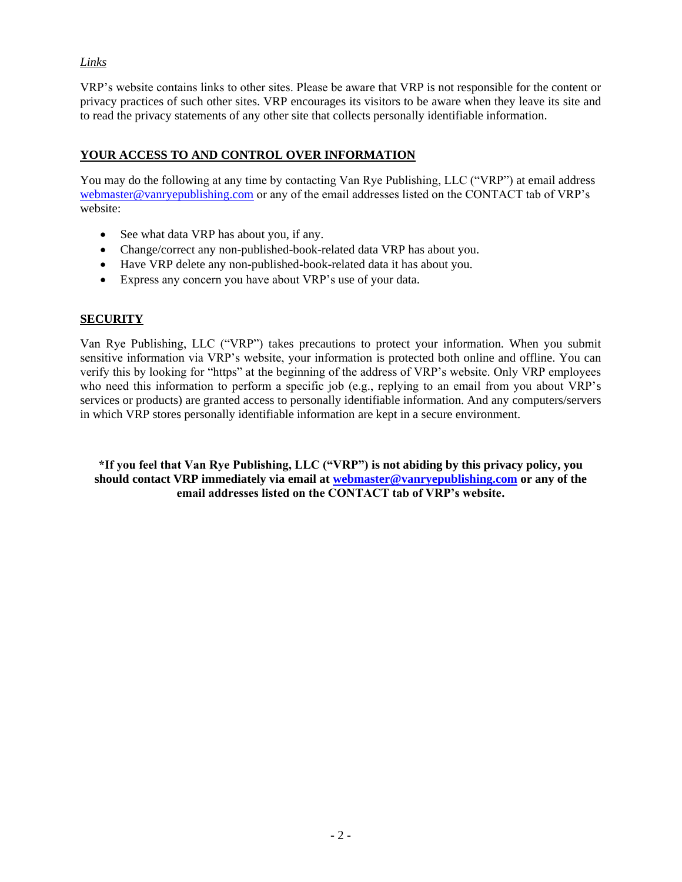*Links*

VRP's website contains links to other sites. Please be aware that VRP is not responsible for the content or privacy practices of such other sites. VRP encourages its visitors to be aware when they leave its site and to read the privacy statements of any other site that collects personally identifiable information.

## YOUR ACCESS TO AND CONTROL OVER INFORMATION

You may do the following at any time by contacting Van Rye Publishing, LLC ("VRP") at email address webmaster@vanryepublishing.com or any of the email addresses listed on the CONTACT tab of VRP's website:

- See what data VRP has about you, if any.
- Change/correct any non-published-book-related data VRP has about you.
- Have VRP delete any non-published-book-related data it has about you.
- Express any concern you have about VRP's use of your data.

## SECURITY

Van Rye Publishing, LLC ("VRP") takes precautions to protect your information. When you submit sensitive information via VRP's website, your information is protected both online and offline. You can verify this by looking for "https" at the beginning of the address of VRP's website. Only VRP employees who need this information to perform a specific job (e.g., replying to an email from you about VRP's services or products) are granted access to personally identifiable information. And any computers/servers in which VRP stores personally identifiable information are kept in a secure environment.

**\*If you feel that Van Rye Publishing, LLC ("VRP") is not abiding by this privacy policy, you should contact VRP immediately via email at webmaster@vanryepublishing.com or any of the email addresses listed on the CONTACT tab of VRP's website.**